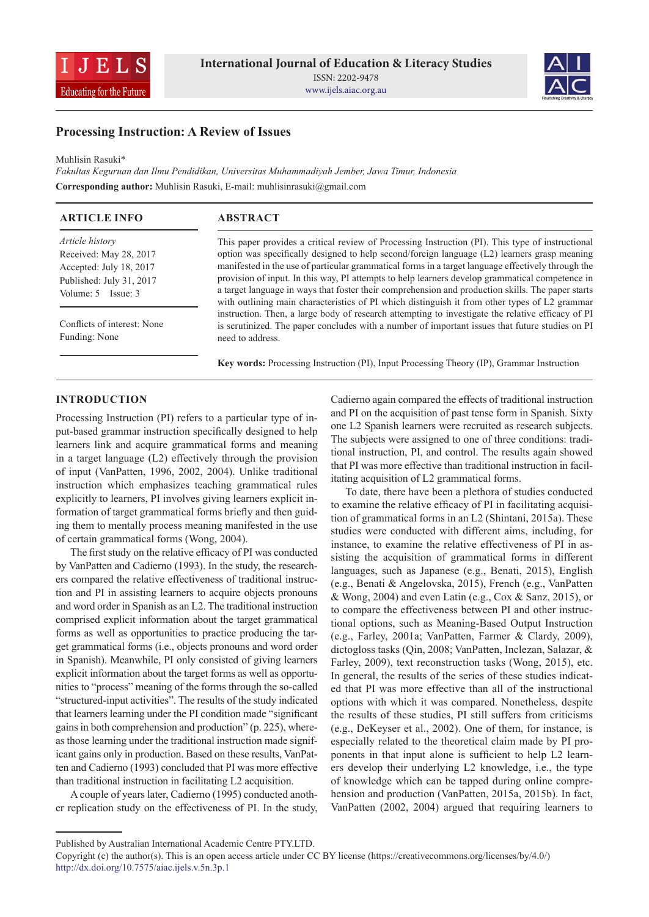**International Journal of Education & Literacy Studies**
ISSN: 2202-9478
www.ijels.aiac.org.au

# Processing Instruction: A Review of Issues

Muhlisin Rasuki*

*Fakultas Keguruan dan Ilmu Pendidikan, Universitas Muhammadiyah Jember, Jawa Timur, Indonesia*

**Corresponding author:** Muhlisin Rasuki, E-mail: muhlisinrasuki@gmail.com

## ARTICLE INFO

*Article history*
Received: May 28, 2017
Accepted: July 18, 2017
Published: July 31, 2017
Volume: 5 Issue: 3

Conflicts of interest: None
Funding: None

## ABSTRACT

This paper provides a critical review of Processing Instruction (PI). This type of instructional option was specifically designed to help second/foreign language (L2) learners grasp meaning manifested in the use of particular grammatical forms in a target language effectively through the provision of input. In this way, PI attempts to help learners develop grammatical competence in a target language in ways that foster their comprehension and production skills. The paper starts with outlining main characteristics of PI which distinguish it from other types of L2 grammar instruction. Then, a large body of research attempting to investigate the relative efficacy of PI is scrutinized. The paper concludes with a number of important issues that future studies on PI need to address.

**Key words:** Processing Instruction (PI), Input Processing Theory (IP), Grammar Instruction

## INTRODUCTION

Processing Instruction (PI) refers to a particular type of input-based grammar instruction specifically designed to help learners link and acquire grammatical forms and meaning in a target language (L2) effectively through the provision of input (VanPatten, 1996, 2002, 2004). Unlike traditional instruction which emphasizes teaching grammatical rules explicitly to learners, PI involves giving learners explicit information of target grammatical forms briefly and then guiding them to mentally process meaning manifested in the use of certain grammatical forms (Wong, 2004).

The first study on the relative efficacy of PI was conducted by VanPatten and Cadierno (1993). In the study, the researchers compared the relative effectiveness of traditional instruction and PI in assisting learners to acquire objects pronouns and word order in Spanish as an L2. The traditional instruction comprised explicit information about the target grammatical forms as well as opportunities to practice producing the target grammatical forms (i.e., objects pronouns and word order in Spanish). Meanwhile, PI only consisted of giving learners explicit information about the target forms as well as opportunities to "process" meaning of the forms through the so-called "structured-input activities". The results of the study indicated that learners learning under the PI condition made "significant gains in both comprehension and production" (p. 225), whereas those learning under the traditional instruction made significant gains only in production. Based on these results, VanPatten and Cadierno (1993) concluded that PI was more effective than traditional instruction in facilitating L2 acquisition.

A couple of years later, Cadierno (1995) conducted another replication study on the effectiveness of PI. In the study, Cadierno again compared the effects of traditional instruction and PI on the acquisition of past tense form in Spanish. Sixty one L2 Spanish learners were recruited as research subjects. The subjects were assigned to one of three conditions: traditional instruction, PI, and control. The results again showed that PI was more effective than traditional instruction in facilitating acquisition of L2 grammatical forms.

To date, there have been a plethora of studies conducted to examine the relative efficacy of PI in facilitating acquisition of grammatical forms in an L2 (Shintani, 2015a). These studies were conducted with different aims, including, for instance, to examine the relative effectiveness of PI in assisting the acquisition of grammatical forms in different languages, such as Japanese (e.g., Benati, 2015), English (e.g., Benati & Angelovska, 2015), French (e.g., VanPatten & Wong, 2004) and even Latin (e.g., Cox & Sanz, 2015), or to compare the effectiveness between PI and other instructional options, such as Meaning-Based Output Instruction (e.g., Farley, 2001a; VanPatten, Farmer & Clardy, 2009), dictogloss tasks (Qin, 2008; VanPatten, Inclezan, Salazar, & Farley, 2009), text reconstruction tasks (Wong, 2015), etc. In general, the results of the series of these studies indicated that PI was more effective than all of the instructional options with which it was compared. Nonetheless, despite the results of these studies, PI still suffers from criticisms (e.g., DeKeyser et al., 2002). One of them, for instance, is especially related to the theoretical claim made by PI proponents in that input alone is sufficient to help L2 learners develop their underlying L2 knowledge, i.e., the type of knowledge which can be tapped during online comprehension and production (VanPatten, 2015a, 2015b). In fact, VanPatten (2002, 2004) argued that requiring learners to

Published by Australian International Academic Centre PTY.LTD.
Copyright (c) the author(s). This is an open access article under CC BY license (https://creativecommons.org/licenses/by/4.0/)
http://dx.doi.org/10.7575/aiac.ijels.v.5n.3p.1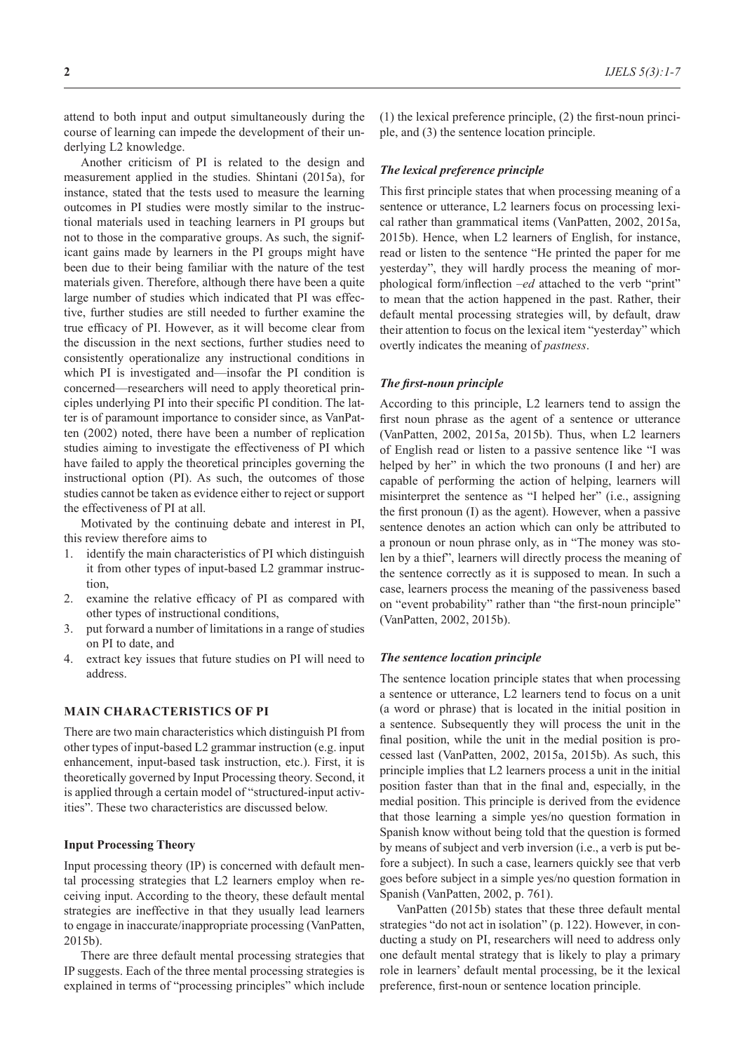attend to both input and output simultaneously during the course of learning can impede the development of their underlying L2 knowledge.

Another criticism of PI is related to the design and measurement applied in the studies. Shintani (2015a), for instance, stated that the tests used to measure the learning outcomes in PI studies were mostly similar to the instructional materials used in teaching learners in PI groups but not to those in the comparative groups. As such, the significant gains made by learners in the PI groups might have been due to their being familiar with the nature of the test materials given. Therefore, although there have been a quite large number of studies which indicated that PI was effective, further studies are still needed to further examine the true efficacy of PI. However, as it will become clear from the discussion in the next sections, further studies need to consistently operationalize any instructional conditions in which PI is investigated and—insofar the PI condition is concerned—researchers will need to apply theoretical principles underlying PI into their specific PI condition. The latter is of paramount importance to consider since, as VanPatten (2002) noted, there have been a number of replication studies aiming to investigate the effectiveness of PI which have failed to apply the theoretical principles governing the instructional option (PI). As such, the outcomes of those studies cannot be taken as evidence either to reject or support the effectiveness of PI at all.

Motivated by the continuing debate and interest in PI, this review therefore aims to

1. identify the main characteristics of PI which distinguish it from other types of input-based L2 grammar instruction,
2. examine the relative efficacy of PI as compared with other types of instructional conditions,
3. put forward a number of limitations in a range of studies on PI to date, and
4. extract key issues that future studies on PI will need to address.

## MAIN CHARACTERISTICS OF PI

There are two main characteristics which distinguish PI from other types of input-based L2 grammar instruction (e.g. input enhancement, input-based task instruction, etc.). First, it is theoretically governed by Input Processing theory. Second, it is applied through a certain model of "structured-input activities". These two characteristics are discussed below.

### Input Processing Theory

Input processing theory (IP) is concerned with default mental processing strategies that L2 learners employ when receiving input. According to the theory, these default mental strategies are ineffective in that they usually lead learners to engage in inaccurate/inappropriate processing (VanPatten, 2015b).

There are three default mental processing strategies that IP suggests. Each of the three mental processing strategies is explained in terms of "processing principles" which include (1) the lexical preference principle, (2) the first-noun principle, and (3) the sentence location principle.

#### *The lexical preference principle*

This first principle states that when processing meaning of a sentence or utterance, L2 learners focus on processing lexical rather than grammatical items (VanPatten, 2002, 2015a, 2015b). Hence, when L2 learners of English, for instance, read or listen to the sentence "He printed the paper for me yesterday", they will hardly process the meaning of morphological form/inflection *–ed* attached to the verb "print" to mean that the action happened in the past. Rather, their default mental processing strategies will, by default, draw their attention to focus on the lexical item "yesterday" which overtly indicates the meaning of *pastness*.

#### *The first-noun principle*

According to this principle, L2 learners tend to assign the first noun phrase as the agent of a sentence or utterance (VanPatten, 2002, 2015a, 2015b). Thus, when L2 learners of English read or listen to a passive sentence like "I was helped by her" in which the two pronouns (I and her) are capable of performing the action of helping, learners will misinterpret the sentence as "I helped her" (i.e., assigning the first pronoun (I) as the agent). However, when a passive sentence denotes an action which can only be attributed to a pronoun or noun phrase only, as in "The money was stolen by a thief", learners will directly process the meaning of the sentence correctly as it is supposed to mean. In such a case, learners process the meaning of the passiveness based on "event probability" rather than "the first-noun principle" (VanPatten, 2002, 2015b).

#### *The sentence location principle*

The sentence location principle states that when processing a sentence or utterance, L2 learners tend to focus on a unit (a word or phrase) that is located in the initial position in a sentence. Subsequently they will process the unit in the final position, while the unit in the medial position is processed last (VanPatten, 2002, 2015a, 2015b). As such, this principle implies that L2 learners process a unit in the initial position faster than that in the final and, especially, in the medial position. This principle is derived from the evidence that those learning a simple yes/no question formation in Spanish know without being told that the question is formed by means of subject and verb inversion (i.e., a verb is put before a subject). In such a case, learners quickly see that verb goes before subject in a simple yes/no question formation in Spanish (VanPatten, 2002, p. 761).

VanPatten (2015b) states that these three default mental strategies "do not act in isolation" (p. 122). However, in conducting a study on PI, researchers will need to address only one default mental strategy that is likely to play a primary role in learners' default mental processing, be it the lexical preference, first-noun or sentence location principle.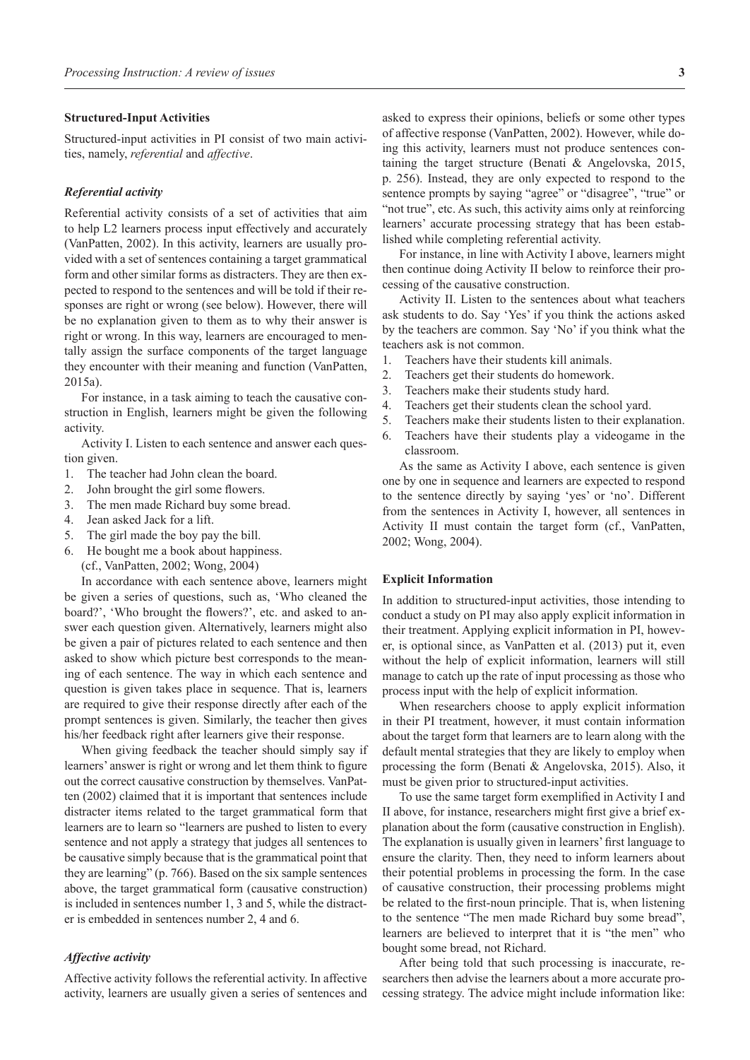### Structured-Input Activities

Structured-input activities in PI consist of two main activities, namely, *referential* and *affective*.

#### *Referential activity*

Referential activity consists of a set of activities that aim to help L2 learners process input effectively and accurately (VanPatten, 2002). In this activity, learners are usually provided with a set of sentences containing a target grammatical form and other similar forms as distracters. They are then expected to respond to the sentences and will be told if their responses are right or wrong (see below). However, there will be no explanation given to them as to why their answer is right or wrong. In this way, learners are encouraged to mentally assign the surface components of the target language they encounter with their meaning and function (VanPatten, 2015a).

For instance, in a task aiming to teach the causative construction in English, learners might be given the following activity.

Activity I. Listen to each sentence and answer each question given.

1. The teacher had John clean the board.
2. John brought the girl some flowers.
3. The men made Richard buy some bread.
4. Jean asked Jack for a lift.
5. The girl made the boy pay the bill.
6. He bought me a book about happiness.

(cf., VanPatten, 2002; Wong, 2004)

In accordance with each sentence above, learners might be given a series of questions, such as, 'Who cleaned the board?', 'Who brought the flowers?', etc. and asked to answer each question given. Alternatively, learners might also be given a pair of pictures related to each sentence and then asked to show which picture best corresponds to the meaning of each sentence. The way in which each sentence and question is given takes place in sequence. That is, learners are required to give their response directly after each of the prompt sentences is given. Similarly, the teacher then gives his/her feedback right after learners give their response.

When giving feedback the teacher should simply say if learners' answer is right or wrong and let them think to figure out the correct causative construction by themselves. VanPatten (2002) claimed that it is important that sentences include distracter items related to the target grammatical form that learners are to learn so "learners are pushed to listen to every sentence and not apply a strategy that judges all sentences to be causative simply because that is the grammatical point that they are learning" (p. 766). Based on the six sample sentences above, the target grammatical form (causative construction) is included in sentences number 1, 3 and 5, while the distracter is embedded in sentences number 2, 4 and 6.

#### *Affective activity*

Affective activity follows the referential activity. In affective activity, learners are usually given a series of sentences and asked to express their opinions, beliefs or some other types of affective response (VanPatten, 2002). However, while doing this activity, learners must not produce sentences containing the target structure (Benati & Angelovska, 2015, p. 256). Instead, they are only expected to respond to the sentence prompts by saying "agree" or "disagree", "true" or "not true", etc. As such, this activity aims only at reinforcing learners' accurate processing strategy that has been established while completing referential activity.

For instance, in line with Activity I above, learners might then continue doing Activity II below to reinforce their processing of the causative construction.

Activity II. Listen to the sentences about what teachers ask students to do. Say 'Yes' if you think the actions asked by the teachers are common. Say 'No' if you think what the teachers ask is not common.

1. Teachers have their students kill animals.
2. Teachers get their students do homework.
3. Teachers make their students study hard.
4. Teachers get their students clean the school yard.
5. Teachers make their students listen to their explanation.
6. Teachers have their students play a videogame in the classroom.

As the same as Activity I above, each sentence is given one by one in sequence and learners are expected to respond to the sentence directly by saying 'yes' or 'no'. Different from the sentences in Activity I, however, all sentences in Activity II must contain the target form (cf., VanPatten, 2002; Wong, 2004).

### Explicit Information

In addition to structured-input activities, those intending to conduct a study on PI may also apply explicit information in their treatment. Applying explicit information in PI, however, is optional since, as VanPatten et al. (2013) put it, even without the help of explicit information, learners will still manage to catch up the rate of input processing as those who process input with the help of explicit information.

When researchers choose to apply explicit information in their PI treatment, however, it must contain information about the target form that learners are to learn along with the default mental strategies that they are likely to employ when processing the form (Benati & Angelovska, 2015). Also, it must be given prior to structured-input activities.

To use the same target form exemplified in Activity I and II above, for instance, researchers might first give a brief explanation about the form (causative construction in English). The explanation is usually given in learners' first language to ensure the clarity. Then, they need to inform learners about their potential problems in processing the form. In the case of causative construction, their processing problems might be related to the first-noun principle. That is, when listening to the sentence "The men made Richard buy some bread", learners are believed to interpret that it is "the men" who bought some bread, not Richard.

After being told that such processing is inaccurate, researchers then advise the learners about a more accurate processing strategy. The advice might include information like: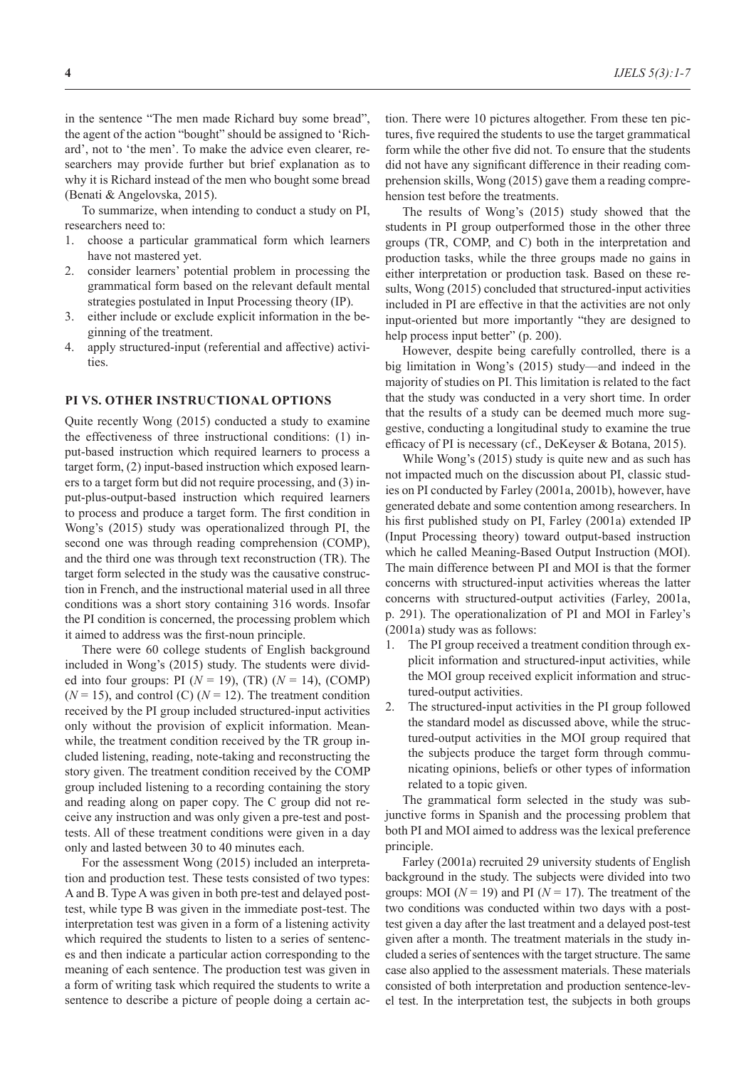in the sentence "The men made Richard buy some bread", the agent of the action "bought" should be assigned to 'Richard', not to 'the men'. To make the advice even clearer, researchers may provide further but brief explanation as to why it is Richard instead of the men who bought some bread (Benati & Angelovska, 2015).

To summarize, when intending to conduct a study on PI, researchers need to:

1. choose a particular grammatical form which learners have not mastered yet.
2. consider learners' potential problem in processing the grammatical form based on the relevant default mental strategies postulated in Input Processing theory (IP).
3. either include or exclude explicit information in the beginning of the treatment.
4. apply structured-input (referential and affective) activities.

## PI VS. OTHER INSTRUCTIONAL OPTIONS

Quite recently Wong (2015) conducted a study to examine the effectiveness of three instructional conditions: (1) input-based instruction which required learners to process a target form, (2) input-based instruction which exposed learners to a target form but did not require processing, and (3) input-plus-output-based instruction which required learners to process and produce a target form. The first condition in Wong's (2015) study was operationalized through PI, the second one was through reading comprehension (COMP), and the third one was through text reconstruction (TR). The target form selected in the study was the causative construction in French, and the instructional material used in all three conditions was a short story containing 316 words. Insofar the PI condition is concerned, the processing problem which it aimed to address was the first-noun principle.

There were 60 college students of English background included in Wong's (2015) study. The students were divided into four groups: PI ($N = 19$), (TR) ($N = 14$), (COMP) ($N = 15$), and control (C) ($N = 12$). The treatment condition received by the PI group included structured-input activities only without the provision of explicit information. Meanwhile, the treatment condition received by the TR group included listening, reading, note-taking and reconstructing the story given. The treatment condition received by the COMP group included listening to a recording containing the story and reading along on paper copy. The C group did not receive any instruction and was only given a pre-test and posttests. All of these treatment conditions were given in a day only and lasted between 30 to 40 minutes each.

For the assessment Wong (2015) included an interpretation and production test. These tests consisted of two types: A and B. Type A was given in both pre-test and delayed posttest, while type B was given in the immediate post-test. The interpretation test was given in a form of a listening activity which required the students to listen to a series of sentences and then indicate a particular action corresponding to the meaning of each sentence. The production test was given in a form of writing task which required the students to write a sentence to describe a picture of people doing a certain action. There were 10 pictures altogether. From these ten pictures, five required the students to use the target grammatical form while the other five did not. To ensure that the students did not have any significant difference in their reading comprehension skills, Wong (2015) gave them a reading comprehension test before the treatments.

The results of Wong's (2015) study showed that the students in PI group outperformed those in the other three groups (TR, COMP, and C) both in the interpretation and production tasks, while the three groups made no gains in either interpretation or production task. Based on these results, Wong (2015) concluded that structured-input activities included in PI are effective in that the activities are not only input-oriented but more importantly "they are designed to help process input better" (p. 200).

However, despite being carefully controlled, there is a big limitation in Wong's (2015) study—and indeed in the majority of studies on PI. This limitation is related to the fact that the study was conducted in a very short time. In order that the results of a study can be deemed much more suggestive, conducting a longitudinal study to examine the true efficacy of PI is necessary (cf., DeKeyser & Botana, 2015).

While Wong's (2015) study is quite new and as such has not impacted much on the discussion about PI, classic studies on PI conducted by Farley (2001a, 2001b), however, have generated debate and some contention among researchers. In his first published study on PI, Farley (2001a) extended IP (Input Processing theory) toward output-based instruction which he called Meaning-Based Output Instruction (MOI). The main difference between PI and MOI is that the former concerns with structured-input activities whereas the latter concerns with structured-output activities (Farley, 2001a, p. 291). The operationalization of PI and MOI in Farley's (2001a) study was as follows:

1. The PI group received a treatment condition through explicit information and structured-input activities, while the MOI group received explicit information and structured-output activities.
2. The structured-input activities in the PI group followed the standard model as discussed above, while the structured-output activities in the MOI group required that the subjects produce the target form through communicating opinions, beliefs or other types of information related to a topic given.

The grammatical form selected in the study was subjunctive forms in Spanish and the processing problem that both PI and MOI aimed to address was the lexical preference principle.

Farley (2001a) recruited 29 university students of English background in the study. The subjects were divided into two groups: MOI ($N = 19$) and PI ($N = 17$). The treatment of the two conditions was conducted within two days with a posttest given a day after the last treatment and a delayed post-test given after a month. The treatment materials in the study included a series of sentences with the target structure. The same case also applied to the assessment materials. These materials consisted of both interpretation and production sentence-level test. In the interpretation test, the subjects in both groups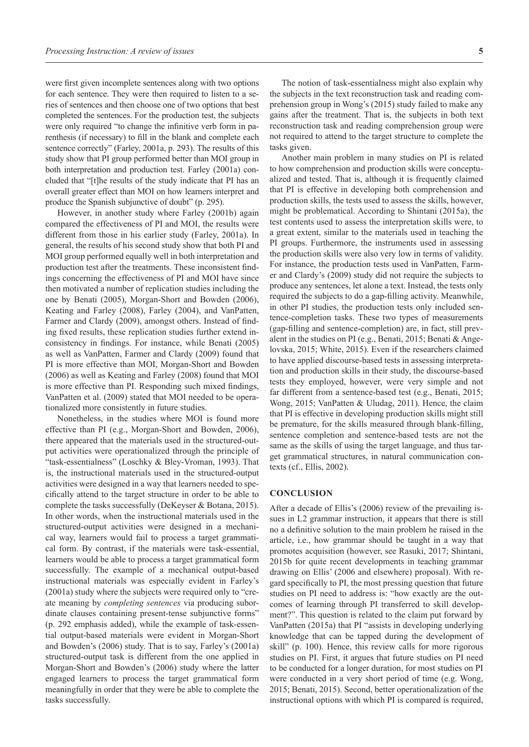were first given incomplete sentences along with two options for each sentence. They were then required to listen to a series of sentences and then choose one of two options that best completed the sentences. For the production test, the subjects were only required "to change the infinitive verb form in parenthesis (if necessary) to fill in the blank and complete each sentence correctly" (Farley, 2001a, p. 293). The results of this study show that PI group performed better than MOI group in both interpretation and production test. Farley (2001a) concluded that "[t]he results of the study indicate that PI has an overall greater effect than MOI on how learners interpret and produce the Spanish subjunctive of doubt" (p. 295).

However, in another study where Farley (2001b) again compared the effectiveness of PI and MOI, the results were different from those in his earlier study (Farley, 2001a). In general, the results of his second study show that both PI and MOI group performed equally well in both interpretation and production test after the treatments. These inconsistent findings concerning the effectiveness of PI and MOI have since then motivated a number of replication studies including the one by Benati (2005), Morgan-Short and Bowden (2006), Keating and Farley (2008), Farley (2004), and VanPatten, Farmer and Clardy (2009), amongst others. Instead of finding fixed results, these replication studies further extend inconsistency in findings. For instance, while Benati (2005) as well as VanPatten, Farmer and Clardy (2009) found that PI is more effective than MOI, Morgan-Short and Bowden (2006) as well as Keating and Farley (2008) found that MOI is more effective than PI. Responding such mixed findings, VanPatten et al. (2009) stated that MOI needed to be operationalized more consistently in future studies.

Nonetheless, in the studies where MOI is found more effective than PI (e.g., Morgan-Short and Bowden, 2006), there appeared that the materials used in the structured-output activities were operationalized through the principle of "task-essentialness" (Loschky & Bley-Vroman, 1993). That is, the instructional materials used in the structured-output activities were designed in a way that learners needed to specifically attend to the target structure in order to be able to complete the tasks successfully (DeKeyser & Botana, 2015). In other words, when the instructional materials used in the structured-output activities were designed in a mechanical way, learners would fail to process a target grammatical form. By contrast, if the materials were task-essential, learners would be able to process a target grammatical form successfully. The example of a mechanical output-based instructional materials was especially evident in Farley's (2001a) study where the subjects were required only to "create meaning by *completing sentences* via producing subordinate clauses containing present-tense subjunctive forms" (p. 292 emphasis added), while the example of task-essential output-based materials were evident in Morgan-Short and Bowden's (2006) study. That is to say, Farley's (2001a) structured-output task is different from the one applied in Morgan-Short and Bowden's (2006) study where the latter engaged learners to process the target grammatical form meaningfully in order that they were be able to complete the tasks successfully.

The notion of task-essentialness might also explain why the subjects in the text reconstruction task and reading comprehension group in Wong's (2015) study failed to make any gains after the treatment. That is, the subjects in both text reconstruction task and reading comprehension group were not required to attend to the target structure to complete the tasks given.

Another main problem in many studies on PI is related to how comprehension and production skills were conceptualized and tested. That is, although it is frequently claimed that PI is effective in developing both comprehension and production skills, the tests used to assess the skills, however, might be problematical. According to Shintani (2015a), the test contents used to assess the interpretation skills were, to a great extent, similar to the materials used in teaching the PI groups. Furthermore, the instruments used in assessing the production skills were also very low in terms of validity. For instance, the production tests used in VanPatten, Farmer and Clardy's (2009) study did not require the subjects to produce any sentences, let alone a text. Instead, the tests only required the subjects to do a gap-filling activity. Meanwhile, in other PI studies, the production tests only included sentence-completion tasks. These two types of measurements (gap-filling and sentence-completion) are, in fact, still prevalent in the studies on PI (e.g., Benati, 2015; Benati & Angelovska, 2015; White, 2015). Even if the researchers claimed to have applied discourse-based tests in assessing interpretation and production skills in their study, the discourse-based tests they employed, however, were very simple and not far different from a sentence-based test (e.g., Benati, 2015; Wong, 2015; VanPatten & Uludag, 2011). Hence, the claim that PI is effective in developing production skills might still be premature, for the skills measured through blank-filling, sentence completion and sentence-based tests are not the same as the skills of using the target language, and thus target grammatical structures, in natural communication contexts (cf., Ellis, 2002).

## CONCLUSION

After a decade of Ellis's (2006) review of the prevailing issues in L2 grammar instruction, it appears that there is still no a definitive solution to the main problem he raised in the article, i.e., how grammar should be taught in a way that promotes acquisition (however, see Rasuki, 2017; Shintani, 2015b for quite recent developments in teaching grammar drawing on Ellis' (2006 and elsewhere) proposal). With regard specifically to PI, the most pressing question that future studies on PI need to address is: "how exactly are the outcomes of learning through PI transferred to skill development?". This question is related to the claim put forward by VanPatten (2015a) that PI "assists in developing underlying knowledge that can be tapped during the development of skill" (p. 100). Hence, this review calls for more rigorous studies on PI. First, it argues that future studies on PI need to be conducted for a longer duration, for most studies on PI were conducted in a very short period of time (e.g. Wong, 2015; Benati, 2015). Second, better operationalization of the instructional options with which PI is compared is required,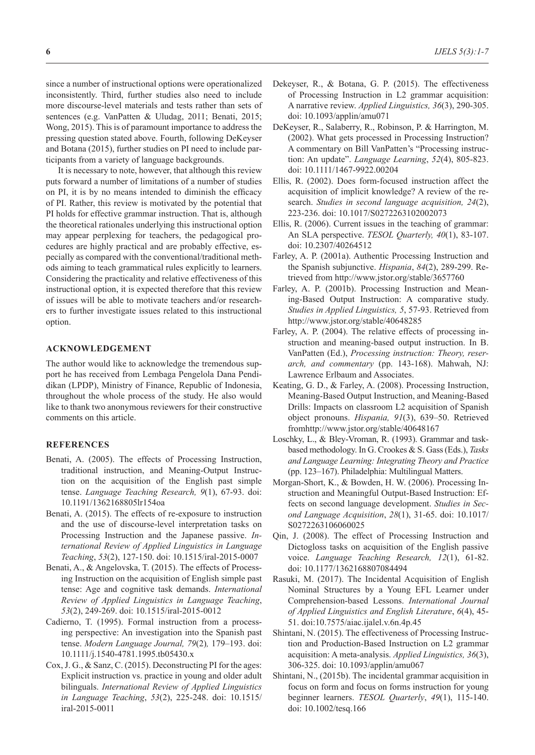since a number of instructional options were operationalized inconsistently. Third, further studies also need to include more discourse-level materials and tests rather than sets of sentences (e.g. VanPatten & Uludag, 2011; Benati, 2015; Wong, 2015). This is of paramount importance to address the pressing question stated above. Fourth, following DeKeyser and Botana (2015), further studies on PI need to include participants from a variety of language backgrounds.

It is necessary to note, however, that although this review puts forward a number of limitations of a number of studies on PI, it is by no means intended to diminish the efficacy of PI. Rather, this review is motivated by the potential that PI holds for effective grammar instruction. That is, although the theoretical rationales underlying this instructional option may appear perplexing for teachers, the pedagogical procedures are highly practical and are probably effective, especially as compared with the conventional/traditional methods aiming to teach grammatical rules explicitly to learners. Considering the practicality and relative effectiveness of this instructional option, it is expected therefore that this review of issues will be able to motivate teachers and/or researchers to further investigate issues related to this instructional option.

## ACKNOWLEDGEMENT

The author would like to acknowledge the tremendous support he has received from Lembaga Pengelola Dana Pendidikan (LPDP), Ministry of Finance, Republic of Indonesia, throughout the whole process of the study. He also would like to thank two anonymous reviewers for their constructive comments on this article.

## REFERENCES

- Benati, A. (2005). The effects of Processing Instruction, traditional instruction, and Meaning-Output Instruction on the acquisition of the English past simple tense. *Language Teaching Research, 9*(1), 67-93. doi: 10.1191/1362168805lr154oa
- Benati, A. (2015). The effects of re-exposure to instruction and the use of discourse-level interpretation tasks on Processing Instruction and the Japanese passive. *International Review of Applied Linguistics in Language Teaching*, *53*(2), 127-150. doi: 10.1515/iral-2015-0007
- Benati, A., & Angelovska, T. (2015). The effects of Processing Instruction on the acquisition of English simple past tense: Age and cognitive task demands. *International Review of Applied Linguistics in Language Teaching*, *53*(2), 249-269. doi: 10.1515/iral-2015-0012
- Cadierno, T. (1995). Formal instruction from a processing perspective: An investigation into the Spanish past tense. *Modern Language Journal, 79*(2)*,* 179–193. doi: 10.1111/j.1540-4781.1995.tb05430.x
- Cox, J. G., & Sanz, C. (2015). Deconstructing PI for the ages: Explicit instruction vs. practice in young and older adult bilinguals. *International Review of Applied Linguistics in Language Teaching*, *53*(2), 225-248. doi: 10.1515/iral-2015-0011
- Dekeyser, R., & Botana, G. P. (2015). The effectiveness of Processing Instruction in L2 grammar acquisition: A narrative review. *Applied Linguistics, 36*(3), 290-305. doi: 10.1093/applin/amu071
- DeKeyser, R., Salaberry, R., Robinson, P. & Harrington, M. (2002). What gets processed in Processing Instruction? A commentary on Bill VanPatten's "Processing instruction: An update". *Language Learning*, *52*(4), 805-823. doi: 10.1111/1467-9922.00204
- Ellis, R. (2002). Does form-focused instruction affect the acquisition of implicit knowledge? A review of the research. *Studies in second language acquisition, 24*(2), 223-236. doi: 10.1017/S0272263102002073
- Ellis, R. (2006). Current issues in the teaching of grammar: An SLA perspective. *TESOL Quarterly, 40*(1), 83-107. doi: 10.2307/40264512
- Farley, A. P. (2001a). Authentic Processing Instruction and the Spanish subjunctive. *Hispania*, *84*(2), 289-299. Retrieved from http://www.jstor.org/stable/3657760
- Farley, A. P. (2001b). Processing Instruction and Meaning-Based Output Instruction: A comparative study. *Studies in Applied Linguistics, 5*, 57-93. Retrieved from http://www.jstor.org/stable/40648285
- Farley, A. P. (2004). The relative effects of processing instruction and meaning-based output instruction. In B. VanPatten (Ed.), *Processing instruction: Theory, reserarch, and commentary* (pp. 143-168). Mahwah, NJ: Lawrence Erlbaum and Associates.
- Keating, G. D., & Farley, A. (2008). Processing Instruction, Meaning-Based Output Instruction, and Meaning-Based Drills: Impacts on classroom L2 acquisition of Spanish object pronouns. *Hispania, 91*(3), 639–50. Retrieved fromhttp://www.jstor.org/stable/40648167
- Loschky, L., & Bley-Vroman, R. (1993). Grammar and taskbased methodology. In G. Crookes & S. Gass (Eds.), *Tasks and Language Learning: Integrating Theory and Practice* (pp. 123–167). Philadelphia: Multilingual Matters.
- Morgan-Short, K., & Bowden, H. W. (2006). Processing Instruction and Meaningful Output-Based Instruction: Effects on second language development. *Studies in Second Language Acquisition*, *28*(1), 31-65. doi: 10.1017/S0272263106060025
- Qin, J. (2008). The effect of Processing Instruction and Dictogloss tasks on acquisition of the English passive voice. *Language Teaching Research, 12*(1), 61-82. doi: 10.1177/1362168807084494
- Rasuki, M. (2017). The Incidental Acquisition of English Nominal Structures by a Young EFL Learner under Comprehension-based Lessons. *International Journal of Applied Linguistics and English Literature*, *6*(4), 45-51. doi:10.7575/aiac.ijalel.v.6n.4p.45
- Shintani, N. (2015). The effectiveness of Processing Instruction and Production-Based Instruction on L2 grammar acquisition: A meta-analysis. *Applied Linguistics, 36*(3), 306-325. doi: 10.1093/applin/amu067
- Shintani, N., (2015b). The incidental grammar acquisition in focus on form and focus on forms instruction for young beginner learners. *TESOL Quarterly*, *49*(1), 115-140. doi: 10.1002/tesq.166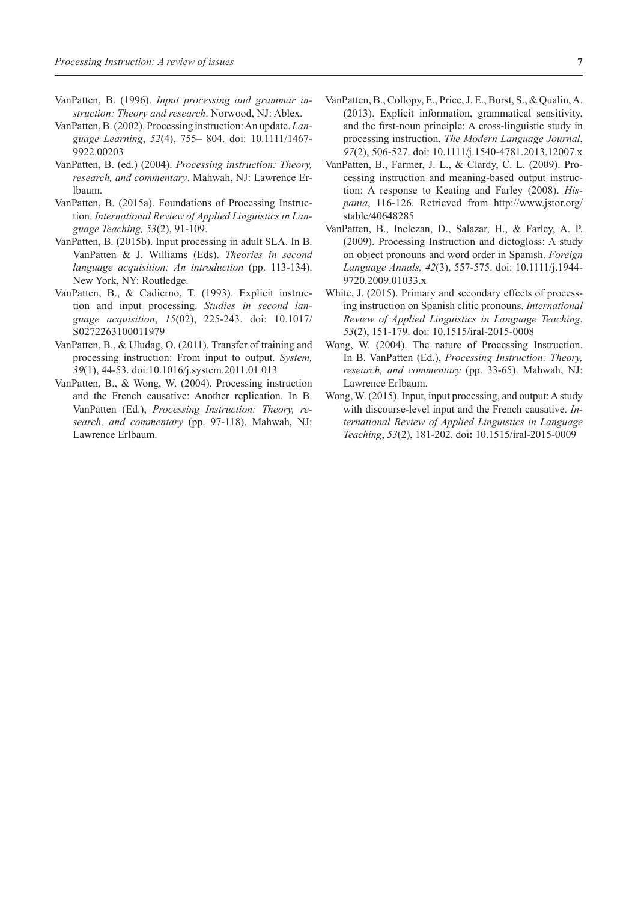VanPatten, B. (1996). *Input processing and grammar instruction: Theory and research*. Norwood, NJ: Ablex.

VanPatten, B. (2002). Processing instruction: An update. *Language Learning*, *52*(4), 755– 804. doi: 10.1111/1467-9922.00203

VanPatten, B. (ed.) (2004). *Processing instruction: Theory, research, and commentary*. Mahwah, NJ: Lawrence Erlbaum.

VanPatten, B. (2015a). Foundations of Processing Instruction. *International Review of Applied Linguistics in Language Teaching, 53*(2), 91-109.

VanPatten, B. (2015b). Input processing in adult SLA. In B. VanPatten & J. Williams (Eds). *Theories in second language acquisition: An introduction* (pp. 113-134). New York, NY: Routledge.

VanPatten, B., & Cadierno, T. (1993). Explicit instruction and input processing. *Studies in second language acquisition*, *15*(02), 225-243. doi: 10.1017/S0272263100011979

VanPatten, B., & Uludag, O. (2011). Transfer of training and processing instruction: From input to output. *System, 39*(1), 44-53. doi:10.1016/j.system.2011.01.013

VanPatten, B., & Wong, W. (2004). Processing instruction and the French causative: Another replication. In B. VanPatten (Ed.), *Processing Instruction: Theory, research, and commentary* (pp. 97-118). Mahwah, NJ: Lawrence Erlbaum.

VanPatten, B., Collopy, E., Price, J. E., Borst, S., & Qualin, A. (2013). Explicit information, grammatical sensitivity, and the first-noun principle: A cross-linguistic study in processing instruction. *The Modern Language Journal*, *97*(2), 506-527. doi: 10.1111/j.1540-4781.2013.12007.x

VanPatten, B., Farmer, J. L., & Clardy, C. L. (2009). Processing instruction and meaning-based output instruction: A response to Keating and Farley (2008). *Hispania*, 116-126. Retrieved from http://www.jstor.org/stable/40648285

VanPatten, B., Inclezan, D., Salazar, H., & Farley, A. P. (2009). Processing Instruction and dictogloss: A study on object pronouns and word order in Spanish. *Foreign Language Annals, 42*(3), 557-575. doi: 10.1111/j.1944-9720.2009.01033.x

White, J. (2015). Primary and secondary effects of processing instruction on Spanish clitic pronouns. *International Review of Applied Linguistics in Language Teaching*, *53*(2), 151-179. doi: 10.1515/iral-2015-0008

Wong, W. (2004). The nature of Processing Instruction. In B. VanPatten (Ed.), *Processing Instruction: Theory, research, and commentary* (pp. 33-65). Mahwah, NJ: Lawrence Erlbaum.

Wong, W. (2015). Input, input processing, and output: A study with discourse-level input and the French causative. *International Review of Applied Linguistics in Language Teaching*, *53*(2), 181-202. doi**:** 10.1515/iral-2015-0009